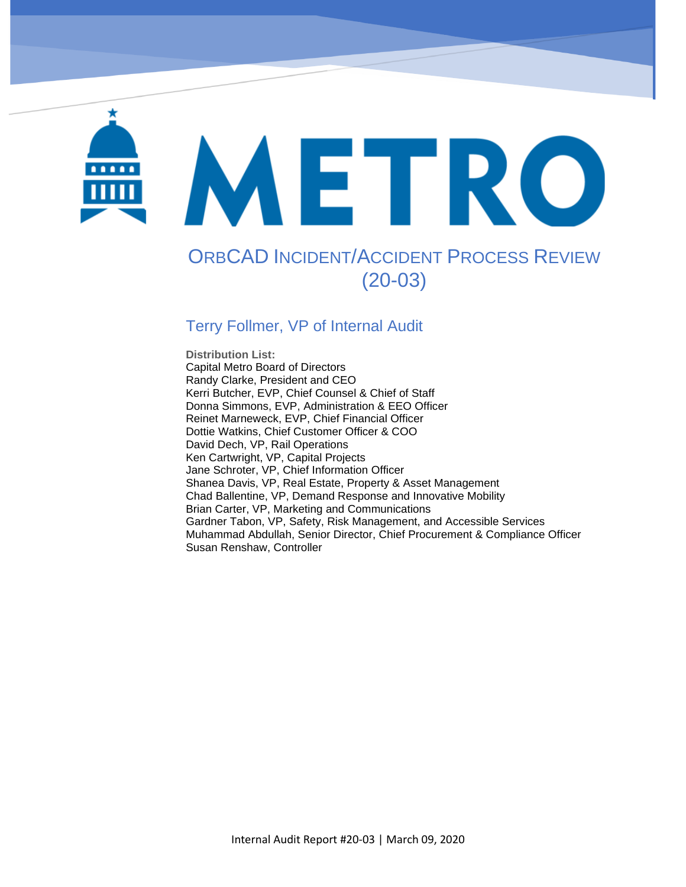# METRO

## ORBCAD INCIDENT/ACCIDENT PROCESS REVIEW (20-03)

### Terry Follmer, VP of Internal Audit

**Distribution List:**
Capital Metro Board of Directors
Randy Clarke, President and CEO
Kerri Butcher, EVP, Chief Counsel & Chief of Staff
Donna Simmons, EVP, Administration & EEO Officer
Reinet Marneweck, EVP, Chief Financial Officer
Dottie Watkins, Chief Customer Officer & COO
David Dech, VP, Rail Operations
Ken Cartwright, VP, Capital Projects
Jane Schroter, VP, Chief Information Officer
Shanea Davis, VP, Real Estate, Property & Asset Management
Chad Ballentine, VP, Demand Response and Innovative Mobility
Brian Carter, VP, Marketing and Communications
Gardner Tabon, VP, Safety, Risk Management, and Accessible Services
Muhammad Abdullah, Senior Director, Chief Procurement & Compliance Officer
Susan Renshaw, Controller

Internal Audit Report #20-03 | March 09, 2020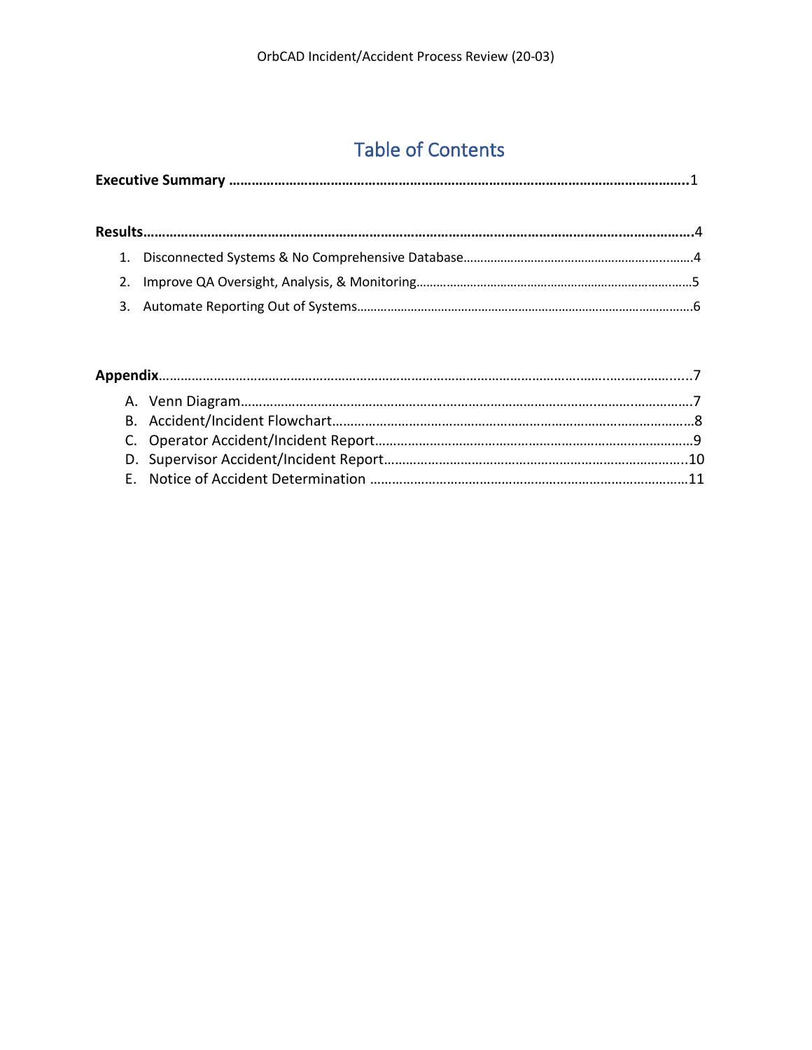# Table of Contents

**Executive Summary** ..........................................................................................................1

**Results**..........................................................................................................................4

1. Disconnected Systems & No Comprehensive Database.....................................................4
2. Improve QA Oversight, Analysis, & Monitoring.................................................................5
3. Automate Reporting Out of Systems...................................................................................6

**Appendix**.......................................................................................................................7

A. Venn Diagram.........................................................................................................7
B. Accident/Incident Flowchart.....................................................................................8
C. Operator Accident/Incident Report............................................................................9
D. Supervisor Accident/Incident Report........................................................................10
E. Notice of Accident Determination .............................................................................11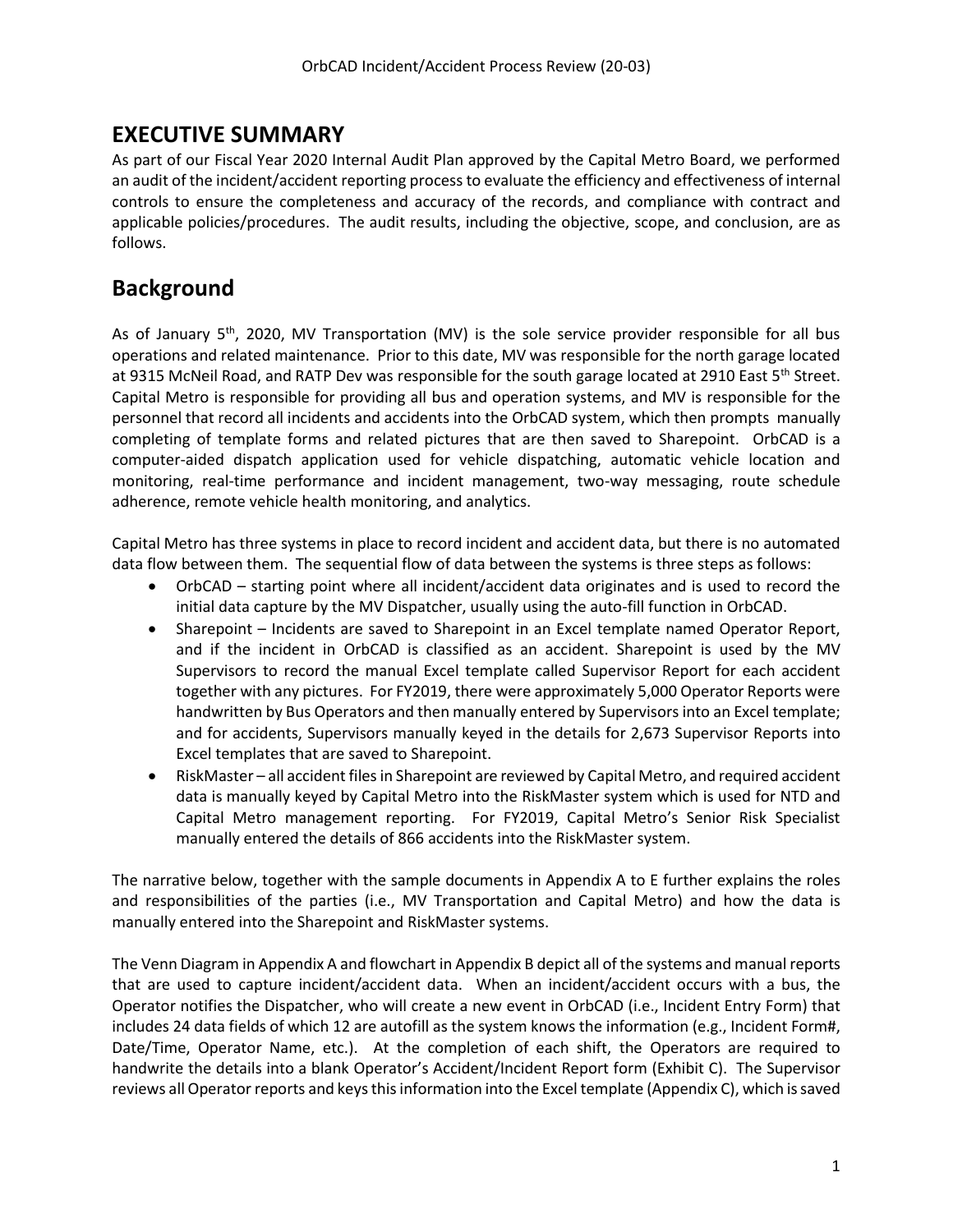# EXECUTIVE SUMMARY

As part of our Fiscal Year 2020 Internal Audit Plan approved by the Capital Metro Board, we performed an audit of the incident/accident reporting process to evaluate the efficiency and effectiveness of internal controls to ensure the completeness and accuracy of the records, and compliance with contract and applicable policies/procedures. The audit results, including the objective, scope, and conclusion, are as follows.

# Background

As of January 5th, 2020, MV Transportation (MV) is the sole service provider responsible for all bus operations and related maintenance. Prior to this date, MV was responsible for the north garage located at 9315 McNeil Road, and RATP Dev was responsible for the south garage located at 2910 East 5th Street. Capital Metro is responsible for providing all bus and operation systems, and MV is responsible for the personnel that record all incidents and accidents into the OrbCAD system, which then prompts manually completing of template forms and related pictures that are then saved to Sharepoint. OrbCAD is a computer-aided dispatch application used for vehicle dispatching, automatic vehicle location and monitoring, real-time performance and incident management, two-way messaging, route schedule adherence, remote vehicle health monitoring, and analytics.

Capital Metro has three systems in place to record incident and accident data, but there is no automated data flow between them. The sequential flow of data between the systems is three steps as follows:

- OrbCAD – starting point where all incident/accident data originates and is used to record the initial data capture by the MV Dispatcher, usually using the auto-fill function in OrbCAD.
- Sharepoint – Incidents are saved to Sharepoint in an Excel template named Operator Report, and if the incident in OrbCAD is classified as an accident. Sharepoint is used by the MV Supervisors to record the manual Excel template called Supervisor Report for each accident together with any pictures. For FY2019, there were approximately 5,000 Operator Reports were handwritten by Bus Operators and then manually entered by Supervisors into an Excel template; and for accidents, Supervisors manually keyed in the details for 2,673 Supervisor Reports into Excel templates that are saved to Sharepoint.
- RiskMaster – all accident files in Sharepoint are reviewed by Capital Metro, and required accident data is manually keyed by Capital Metro into the RiskMaster system which is used for NTD and Capital Metro management reporting. For FY2019, Capital Metro's Senior Risk Specialist manually entered the details of 866 accidents into the RiskMaster system.

The narrative below, together with the sample documents in Appendix A to E further explains the roles and responsibilities of the parties (i.e., MV Transportation and Capital Metro) and how the data is manually entered into the Sharepoint and RiskMaster systems.

The Venn Diagram in Appendix A and flowchart in Appendix B depict all of the systems and manual reports that are used to capture incident/accident data. When an incident/accident occurs with a bus, the Operator notifies the Dispatcher, who will create a new event in OrbCAD (i.e., Incident Entry Form) that includes 24 data fields of which 12 are autofill as the system knows the information (e.g., Incident Form#, Date/Time, Operator Name, etc.). At the completion of each shift, the Operators are required to handwrite the details into a blank Operator's Accident/Incident Report form (Exhibit C). The Supervisor reviews all Operator reports and keys this information into the Excel template (Appendix C), which is saved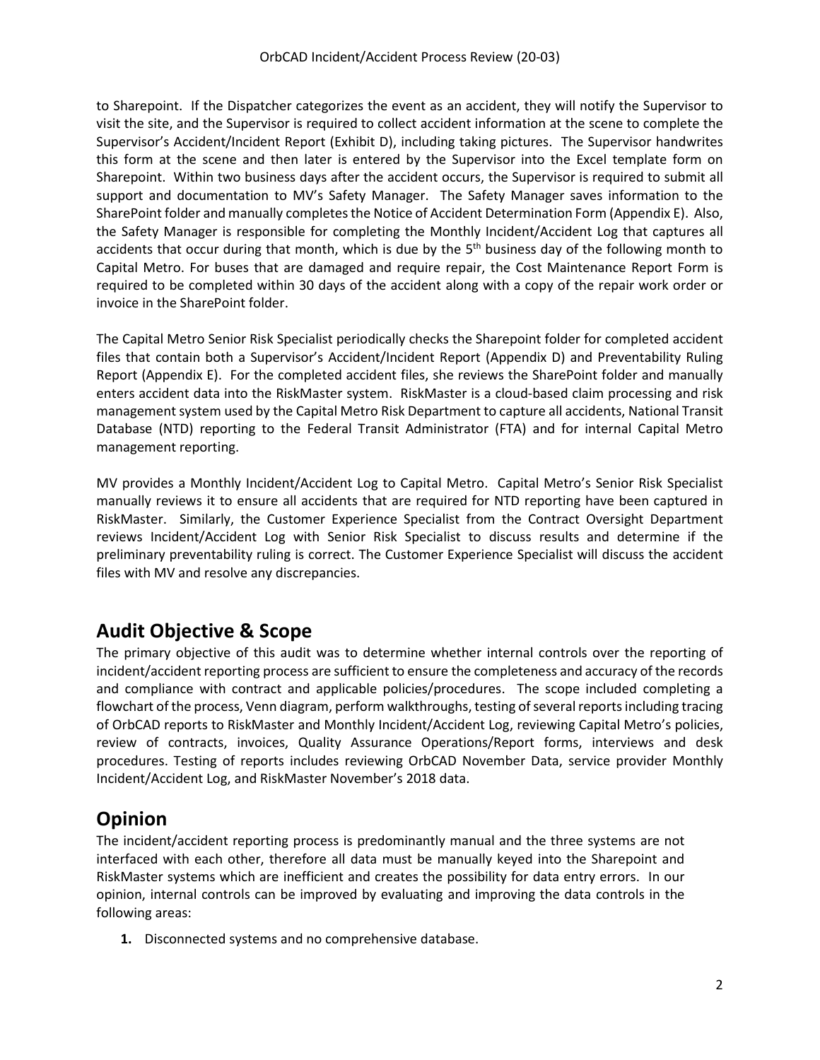to Sharepoint. If the Dispatcher categorizes the event as an accident, they will notify the Supervisor to visit the site, and the Supervisor is required to collect accident information at the scene to complete the Supervisor's Accident/Incident Report (Exhibit D), including taking pictures. The Supervisor handwrites this form at the scene and then later is entered by the Supervisor into the Excel template form on Sharepoint. Within two business days after the accident occurs, the Supervisor is required to submit all support and documentation to MV's Safety Manager. The Safety Manager saves information to the SharePoint folder and manually completes the Notice of Accident Determination Form (Appendix E). Also, the Safety Manager is responsible for completing the Monthly Incident/Accident Log that captures all accidents that occur during that month, which is due by the 5th business day of the following month to Capital Metro. For buses that are damaged and require repair, the Cost Maintenance Report Form is required to be completed within 30 days of the accident along with a copy of the repair work order or invoice in the SharePoint folder.

The Capital Metro Senior Risk Specialist periodically checks the Sharepoint folder for completed accident files that contain both a Supervisor's Accident/Incident Report (Appendix D) and Preventability Ruling Report (Appendix E). For the completed accident files, she reviews the SharePoint folder and manually enters accident data into the RiskMaster system. RiskMaster is a cloud-based claim processing and risk management system used by the Capital Metro Risk Department to capture all accidents, National Transit Database (NTD) reporting to the Federal Transit Administrator (FTA) and for internal Capital Metro management reporting.

MV provides a Monthly Incident/Accident Log to Capital Metro. Capital Metro's Senior Risk Specialist manually reviews it to ensure all accidents that are required for NTD reporting have been captured in RiskMaster. Similarly, the Customer Experience Specialist from the Contract Oversight Department reviews Incident/Accident Log with Senior Risk Specialist to discuss results and determine if the preliminary preventability ruling is correct. The Customer Experience Specialist will discuss the accident files with MV and resolve any discrepancies.

## Audit Objective & Scope

The primary objective of this audit was to determine whether internal controls over the reporting of incident/accident reporting process are sufficient to ensure the completeness and accuracy of the records and compliance with contract and applicable policies/procedures. The scope included completing a flowchart of the process, Venn diagram, perform walkthroughs, testing of several reports including tracing of OrbCAD reports to RiskMaster and Monthly Incident/Accident Log, reviewing Capital Metro's policies, review of contracts, invoices, Quality Assurance Operations/Report forms, interviews and desk procedures. Testing of reports includes reviewing OrbCAD November Data, service provider Monthly Incident/Accident Log, and RiskMaster November's 2018 data.

## Opinion

The incident/accident reporting process is predominantly manual and the three systems are not interfaced with each other, therefore all data must be manually keyed into the Sharepoint and RiskMaster systems which are inefficient and creates the possibility for data entry errors. In our opinion, internal controls can be improved by evaluating and improving the data controls in the following areas:

1. Disconnected systems and no comprehensive database.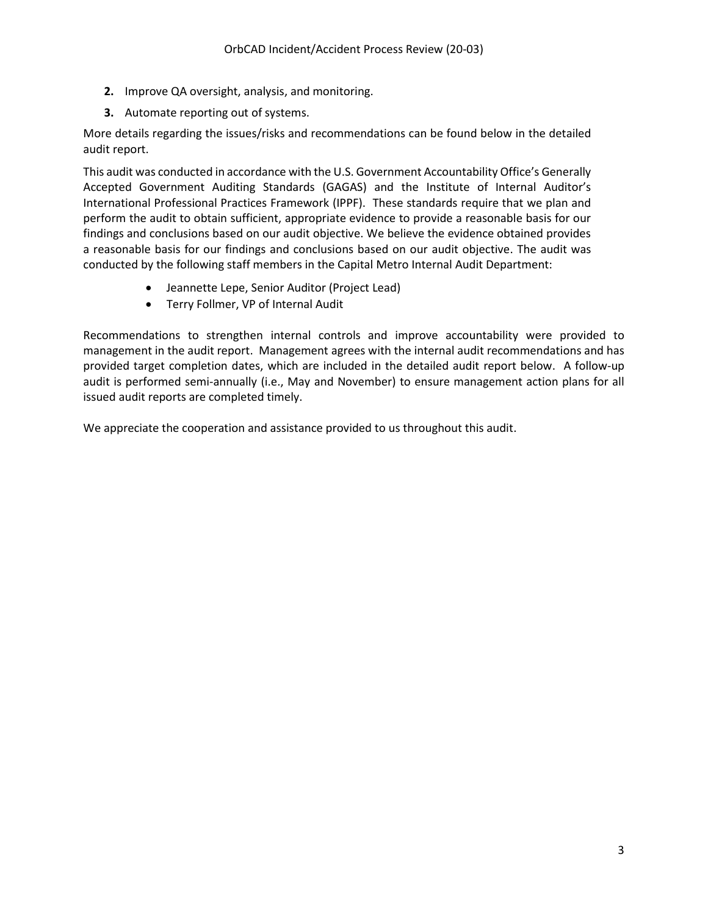2. Improve QA oversight, analysis, and monitoring.
3. Automate reporting out of systems.

More details regarding the issues/risks and recommendations can be found below in the detailed audit report.

This audit was conducted in accordance with the U.S. Government Accountability Office's Generally Accepted Government Auditing Standards (GAGAS) and the Institute of Internal Auditor's International Professional Practices Framework (IPPF). These standards require that we plan and perform the audit to obtain sufficient, appropriate evidence to provide a reasonable basis for our findings and conclusions based on our audit objective. We believe the evidence obtained provides a reasonable basis for our findings and conclusions based on our audit objective. The audit was conducted by the following staff members in the Capital Metro Internal Audit Department:

- Jeannette Lepe, Senior Auditor (Project Lead)
- Terry Follmer, VP of Internal Audit

Recommendations to strengthen internal controls and improve accountability were provided to management in the audit report. Management agrees with the internal audit recommendations and has provided target completion dates, which are included in the detailed audit report below. A follow-up audit is performed semi-annually (i.e., May and November) to ensure management action plans for all issued audit reports are completed timely.

We appreciate the cooperation and assistance provided to us throughout this audit.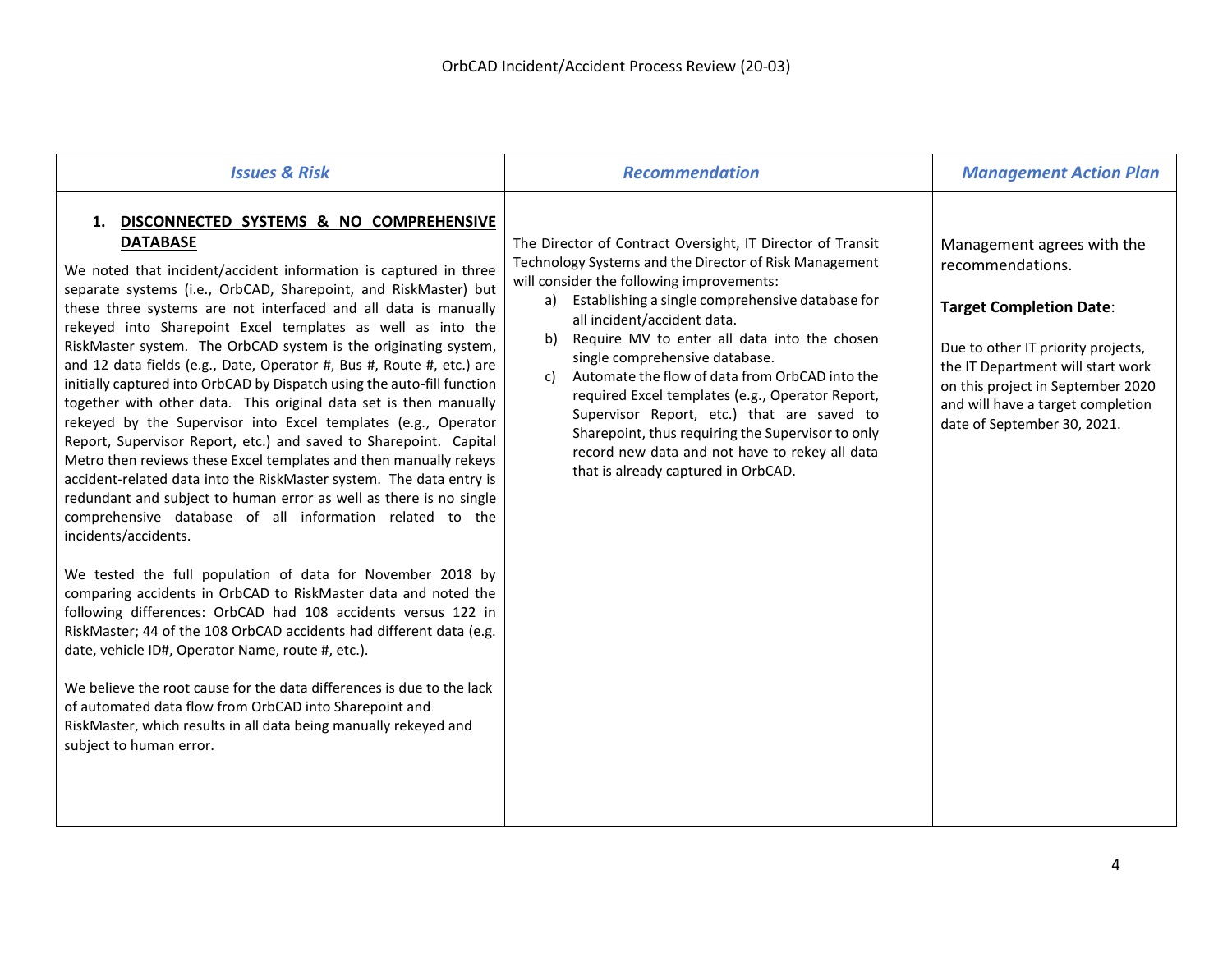| *Issues & Risk* | *Recommendation* | *Management Action Plan* |
|---|---|---|
| **1. DISCONNECTED SYSTEMS & NO COMPREHENSIVE DATABASE**<br><br>We noted that incident/accident information is captured in three separate systems (i.e., OrbCAD, Sharepoint, and RiskMaster) but these three systems are not interfaced and all data is manually rekeyed into Sharepoint Excel templates as well as into the RiskMaster system. The OrbCAD system is the originating system, and 12 data fields (e.g., Date, Operator #, Bus #, Route #, etc.) are initially captured into OrbCAD by Dispatch using the auto-fill function together with other data. This original data set is then manually rekeyed by the Supervisor into Excel templates (e.g., Operator Report, Supervisor Report, etc.) and saved to Sharepoint. Capital Metro then reviews these Excel templates and then manually rekeys accident-related data into the RiskMaster system. The data entry is redundant and subject to human error as well as there is no single comprehensive database of all information related to the incidents/accidents.<br><br>We tested the full population of data for November 2018 by comparing accidents in OrbCAD to RiskMaster data and noted the following differences: OrbCAD had 108 accidents versus 122 in RiskMaster; 44 of the 108 OrbCAD accidents had different data (e.g. date, vehicle ID#, Operator Name, route #, etc.).<br><br>We believe the root cause for the data differences is due to the lack of automated data flow from OrbCAD into Sharepoint and RiskMaster, which results in all data being manually rekeyed and subject to human error. | The Director of Contract Oversight, IT Director of Transit Technology Systems and the Director of Risk Management will consider the following improvements:<br>a) Establishing a single comprehensive database for all incident/accident data.<br>b) Require MV to enter all data into the chosen single comprehensive database.<br>c) Automate the flow of data from OrbCAD into the required Excel templates (e.g., Operator Report, Supervisor Report, etc.) that are saved to Sharepoint, thus requiring the Supervisor to only record new data and not have to rekey all data that is already captured in OrbCAD. | Management agrees with the recommendations.<br><br>**Target Completion Date**:<br><br>Due to other IT priority projects, the IT Department will start work on this project in September 2020 and will have a target completion date of September 30, 2021. |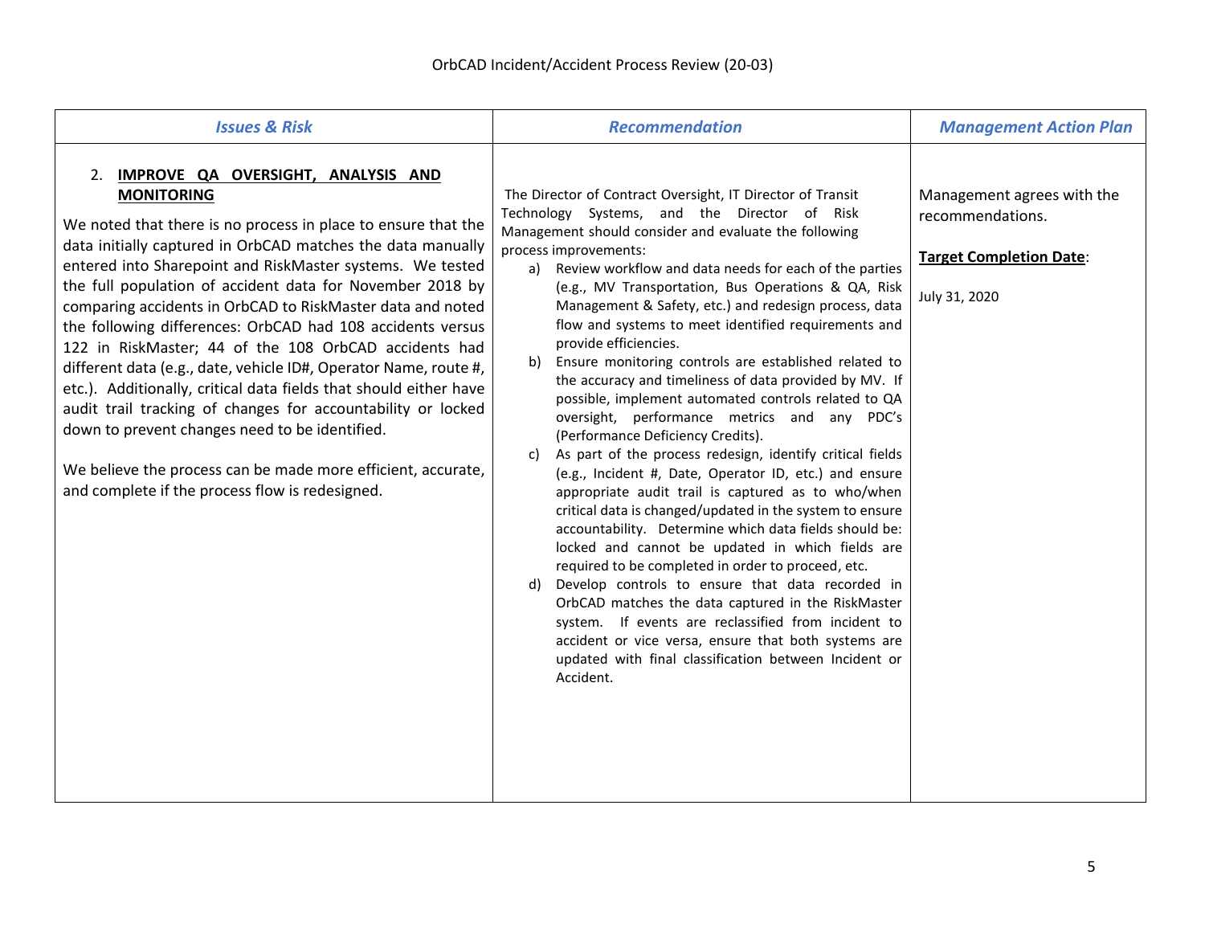| *Issues & Risk* | *Recommendation* | *Management Action Plan* |
|---|---|---|
| 2. **IMPROVE QA OVERSIGHT, ANALYSIS AND MONITORING**<br><br>We noted that there is no process in place to ensure that the data initially captured in OrbCAD matches the data manually entered into Sharepoint and RiskMaster systems. We tested the full population of accident data for November 2018 by comparing accidents in OrbCAD to RiskMaster data and noted the following differences: OrbCAD had 108 accidents versus 122 in RiskMaster; 44 of the 108 OrbCAD accidents had different data (e.g., date, vehicle ID#, Operator Name, route #, etc.). Additionally, critical data fields that should either have audit trail tracking of changes for accountability or locked down to prevent changes need to be identified.<br><br>We believe the process can be made more efficient, accurate, and complete if the process flow is redesigned. | The Director of Contract Oversight, IT Director of Transit Technology Systems, and the Director of Risk Management should consider and evaluate the following process improvements:<br>a) Review workflow and data needs for each of the parties (e.g., MV Transportation, Bus Operations & QA, Risk Management & Safety, etc.) and redesign process, data flow and systems to meet identified requirements and provide efficiencies.<br>b) Ensure monitoring controls are established related to the accuracy and timeliness of data provided by MV. If possible, implement automated controls related to QA oversight, performance metrics and any PDC's (Performance Deficiency Credits).<br>c) As part of the process redesign, identify critical fields (e.g., Incident #, Date, Operator ID, etc.) and ensure appropriate audit trail is captured as to who/when critical data is changed/updated in the system to ensure accountability. Determine which data fields should be: locked and cannot be updated in which fields are required to be completed in order to proceed, etc.<br>d) Develop controls to ensure that data recorded in OrbCAD matches the data captured in the RiskMaster system. If events are reclassified from incident to accident or vice versa, ensure that both systems are updated with final classification between Incident or Accident. | Management agrees with the recommendations.<br><br>**Target Completion Date**:<br><br>July 31, 2020 |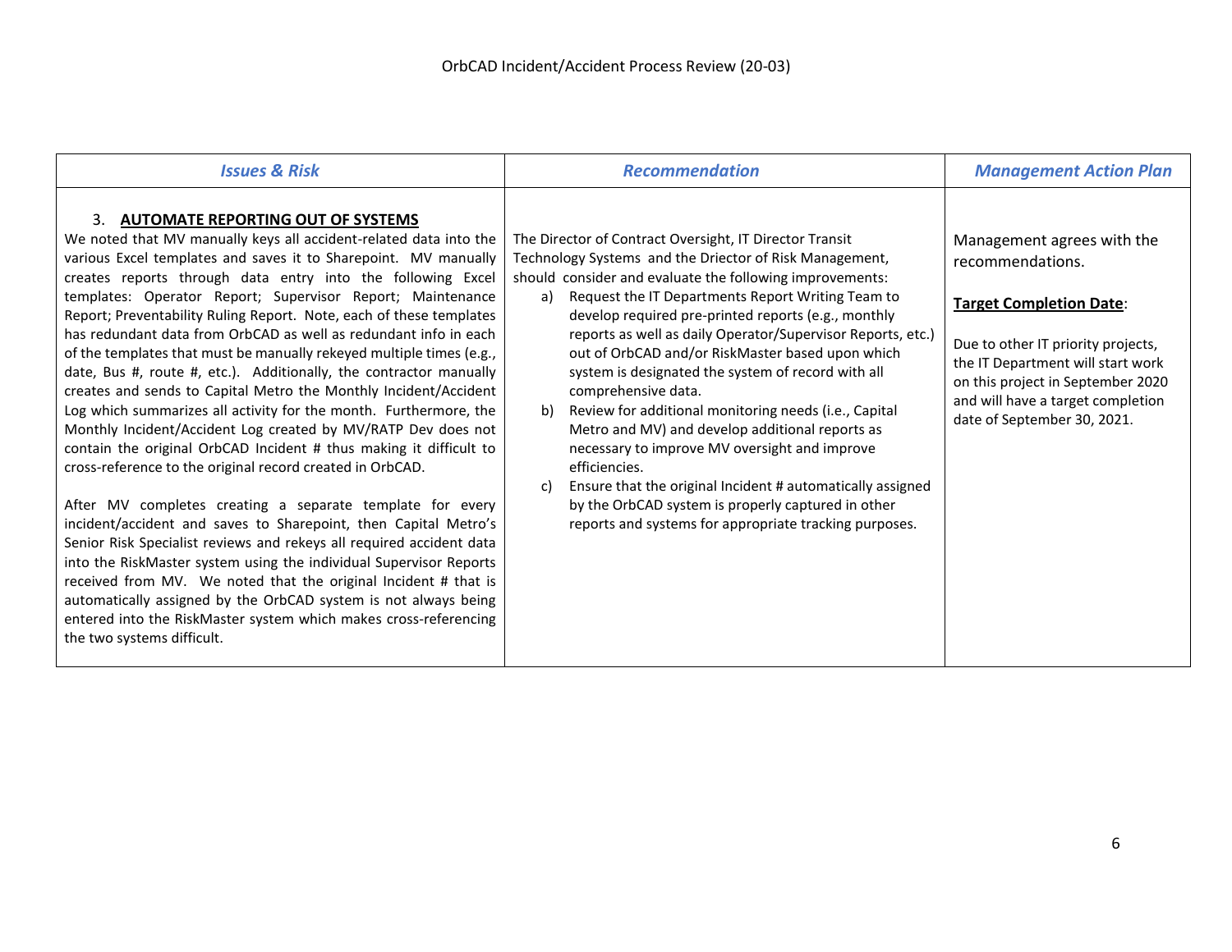| *Issues & Risk* | *Recommendation* | *Management Action Plan* |
|---|---|---|
| 3. **AUTOMATE REPORTING OUT OF SYSTEMS**<br>We noted that MV manually keys all accident-related data into the various Excel templates and saves it to Sharepoint. MV manually creates reports through data entry into the following Excel templates: Operator Report; Supervisor Report; Maintenance Report; Preventability Ruling Report. Note, each of these templates has redundant data from OrbCAD as well as redundant info in each of the templates that must be manually rekeyed multiple times (e.g., date, Bus #, route #, etc.). Additionally, the contractor manually creates and sends to Capital Metro the Monthly Incident/Accident Log which summarizes all activity for the month. Furthermore, the Monthly Incident/Accident Log created by MV/RATP Dev does not contain the original OrbCAD Incident # thus making it difficult to cross-reference to the original record created in OrbCAD.<br><br>After MV completes creating a separate template for every incident/accident and saves to Sharepoint, then Capital Metro's Senior Risk Specialist reviews and rekeys all required accident data into the RiskMaster system using the individual Supervisor Reports received from MV. We noted that the original Incident # that is automatically assigned by the OrbCAD system is not always being entered into the RiskMaster system which makes cross-referencing the two systems difficult. | The Director of Contract Oversight, IT Director Transit Technology Systems and the Driector of Risk Management, should consider and evaluate the following improvements:<br>a) Request the IT Departments Report Writing Team to develop required pre-printed reports (e.g., monthly reports as well as daily Operator/Supervisor Reports, etc.) out of OrbCAD and/or RiskMaster based upon which system is designated the system of record with all comprehensive data.<br>b) Review for additional monitoring needs (i.e., Capital Metro and MV) and develop additional reports as necessary to improve MV oversight and improve efficiencies.<br>c) Ensure that the original Incident # automatically assigned by the OrbCAD system is properly captured in other reports and systems for appropriate tracking purposes. | Management agrees with the recommendations.<br><br>**<u>Target Completion Date</u>**:<br><br>Due to other IT priority projects, the IT Department will start work on this project in September 2020 and will have a target completion date of September 30, 2021. |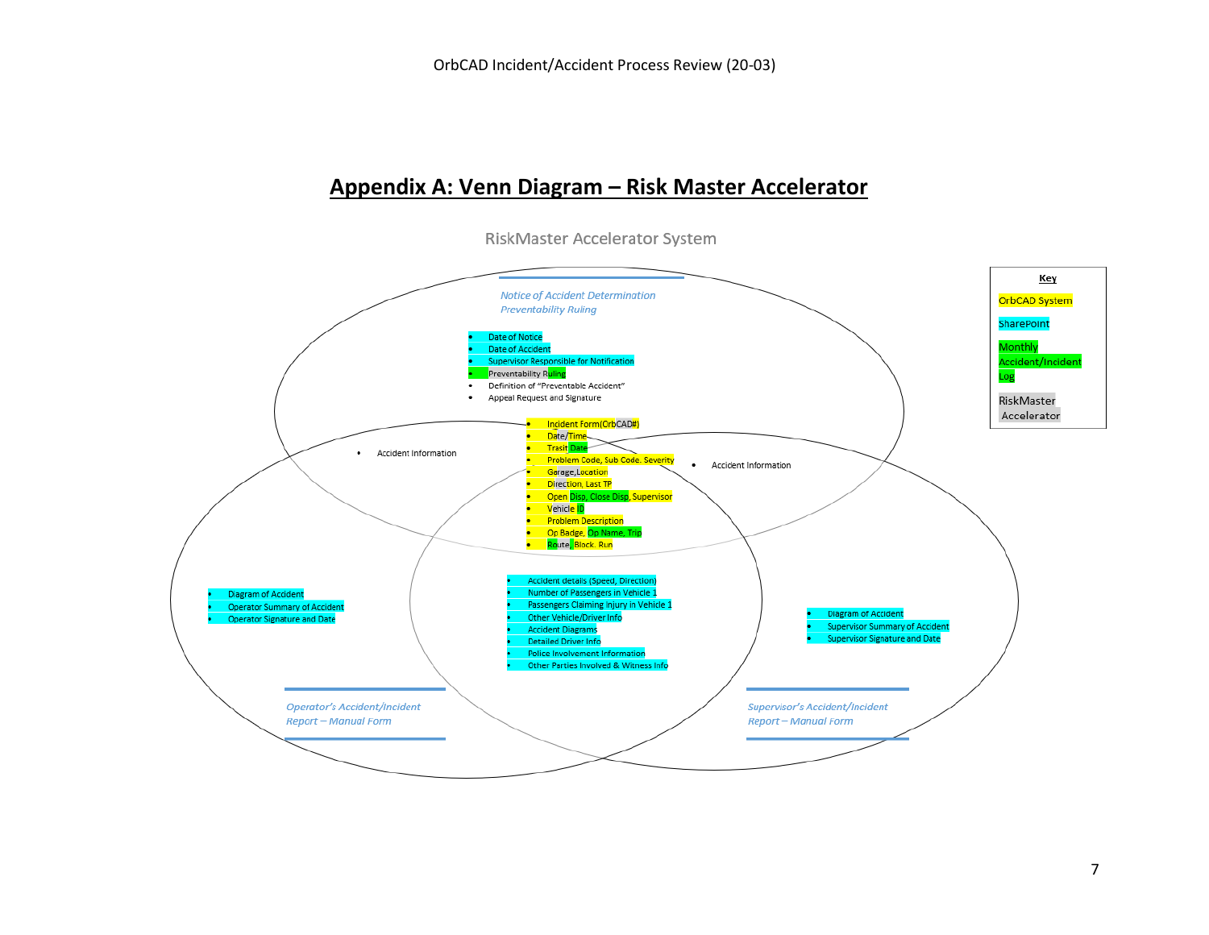## Appendix A: Venn Diagram – Risk Master Accelerator

RiskMaster Accelerator System

*Notice of Accident Determination*
*Preventability Ruling*

- Date of Notice
- Date of Accident
- Supervisor Responsible for Notification
- Preventability Ruling
- Definition of "Preventable Accident"
- Appeal Request and Signature

- Accident Information

- Incident Form(OrbCAD#)
- Date/Time
- Trasit Date
- Problem Code, Sub Code. Severity
- Garage,Location
- Direction, Last TP
- Open Disp, Close Disp, Supervisor
- Vehicle ID
- Problem Description
- Op Badge, Op Name, Trip
- Route, Block, Run

- Accident Information

- Diagram of Accident
- Operator Summary of Accident
- Operator Signature and Date

- Accident details (Speed, Direction)
- Number of Passengers in Vehicle 1
- Passengers Claiming Injury in Vehicle 1
- Other Vehicle/Driver Info
- Accident Diagrams
- Detailed Driver Info
- Police Involvement Information
- Other Parties Involved & Witness Info

- Diagram of Accident
- Supervisor Summary of Accident
- Supervisor Signature and Date

*Operator's Accident/Incident Report – Manual Form*

*Supervisor's Accident/Incident Report – Manual Form*

**Key**

- OrbCAD System
- SharePoint
- Monthly Accident/Incident Log
- RiskMaster Accelerator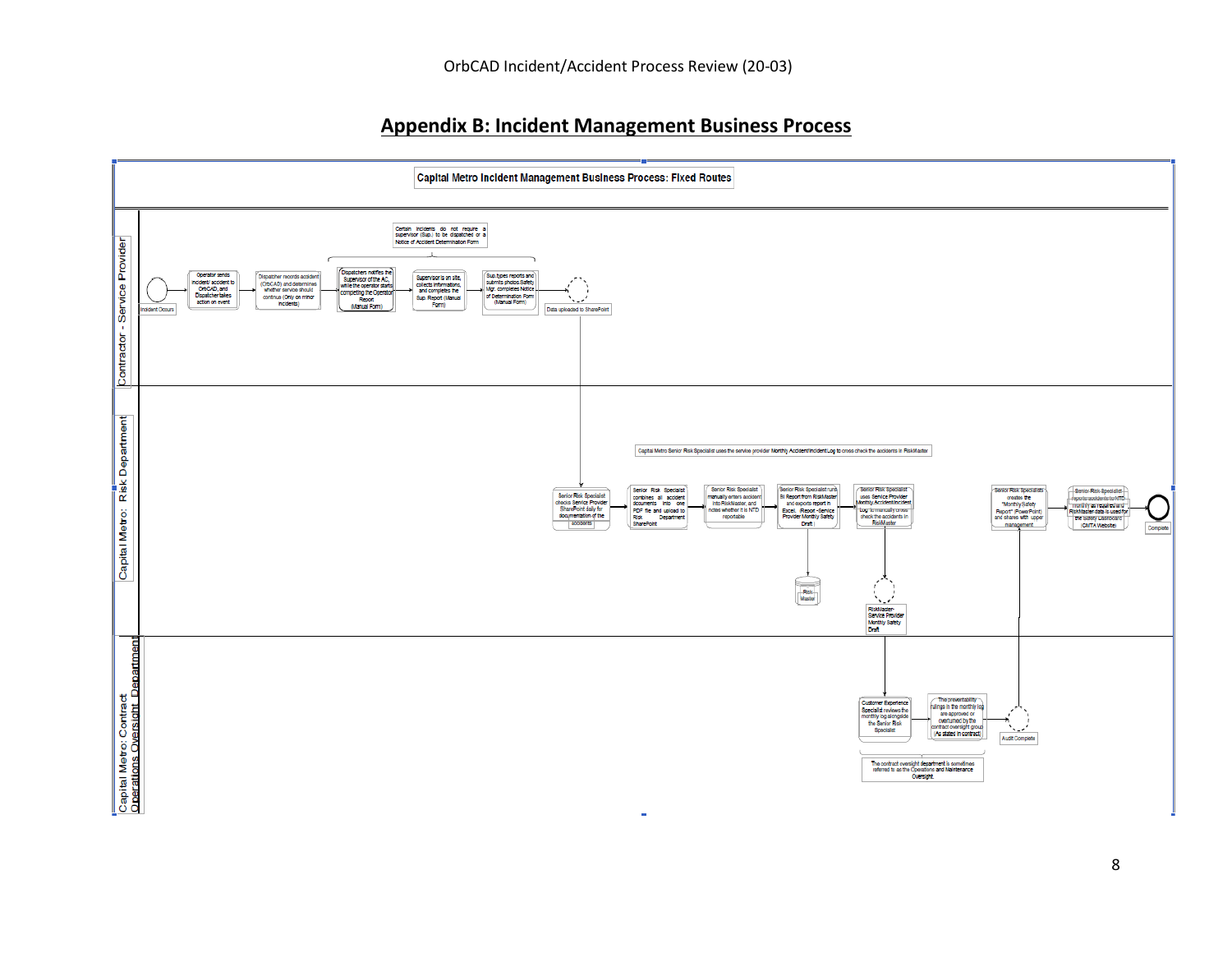## Appendix B: Incident Management Business Process

**Capital Metro Incident Management Business Process: Fixed Routes**

**Contractor - Service Provider**

- Incident Occurs
- Operator sends incident/ accident to OrbCAD, and Dispatcher takes action on event
- Dispatcher records accident (OrbCAD) and determines whether service should continue (Only on minor incidents)
- Dispatchers notifies the Supervisor of the AC, while the operator starts completing the Operator Report (Manual Form)
- Supervisor is on site, collects informations, and completes the Sup. Report (Manual Form)
- Sup types reports and submits photos Safety Mgr. completes Notice of Determination Form (Manual Form)
- Data uploaded to SharePoint

Certain incidents do not require a supervisor (Sup.) to be dispatched or a Notice of Accident Determination Form

**Capital Metro: Risk Department**

Capital Metro Senior Risk Specialist uses the service provider Monthly Accident/Incident Log to cross check the accidents in RiskMaster

- Senior Risk Specialist checks Service Provider SharePoint daily for documentation of the accidents
- Senior Risk Specialist combines all accident documents into one PDF file and upload to Risk Department SharePoint
- Senior Risk Specialist manually enters accident into RiskMaster, and notes whether it is NTD reportable
- Risk Master
- Senior Risk Specialist runs BI Report from RiskMaster and exports report in Excel. Report -Service Provider Monthly Safety Draft
- Senior Risk Specialist uses Service Provider Monthly Accident/Incident Log to manually cross check the accidents in RiskMaster
- RiskMaster- Service Provider Monthly Safety Draft
- Senior Risk Specialist creates the "Monthly Safety Report" (PowerPoint) and shares with upper management
- Senior Risk Specialist reports accidents to NTD monthly as required and RiskMaster data is used for the Safety Dashboard (CMTA Website)
- Complete

**Capital Metro: Contract Operations Oversight Department**

- Customer Experience Specialist reviews the monthly log alongside the Senior Risk Specialist
- The preventability rulings in the monthly log are approved or overturned by the contract oversight group (As stated in contract)
- Audit Complete

The contract oversight department is sometimes referred to as the Operations and Maintenance Oversight.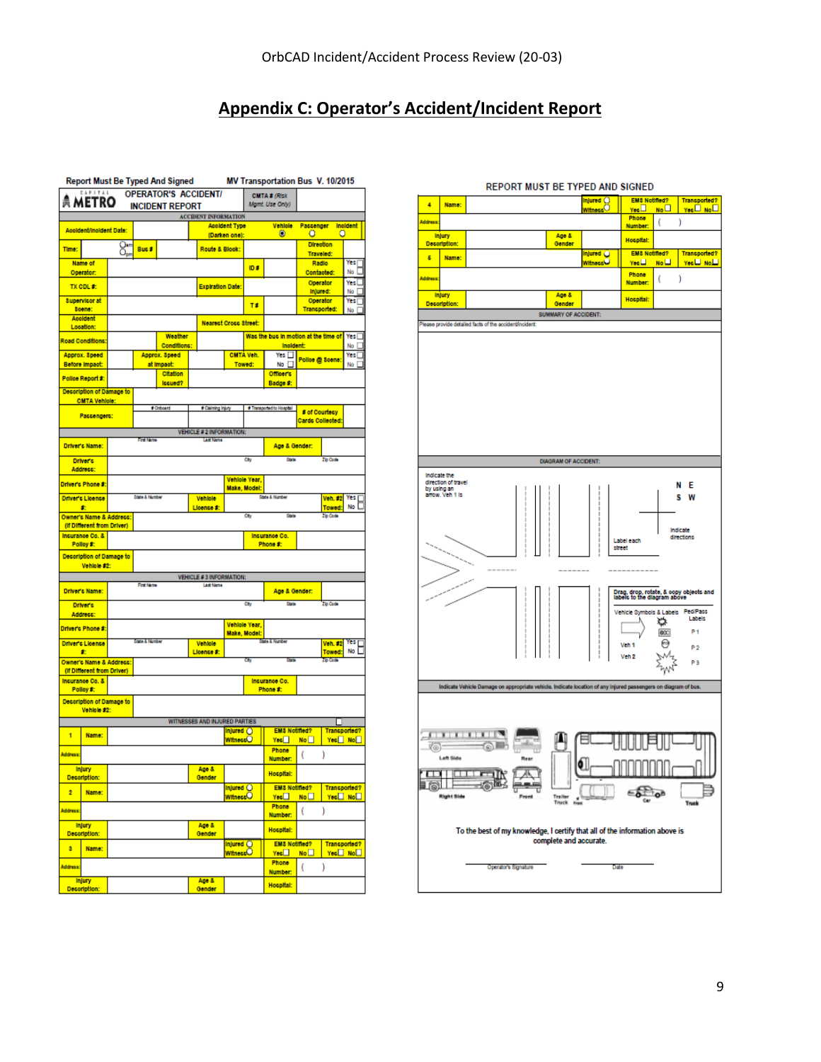## Appendix C: Operator's Accident/Incident Report

Report Must Be Typed And Signed — MV Transportation Bus V. 10/2015

**CAPITAL METRO — OPERATOR'S ACCIDENT/INCIDENT REPORT** — CMTA # (Risk Mgmt. Use Only)

**ACCIDENT INFORMATION**

| | | | | | |
|---|---|---|---|---|---|
| Accident/Incident Date: | | Accident Type (Darken one): | Vehicle ◉ | Passenger ○ | Incident ○ |
| Time: | ○am ○pm | Bus # | Route & Block: | Direction Traveled: | |
| Name of Operator: | | ID # | | Radio Contacted: | Yes ☐ No ☐ |
| TX CDL #: | | Expiration Date: | | Operator Injured: | Yes ☐ No ☐ |
| Supervisor at Scene: | | T # | | Operator Transported: | Yes ☐ No ☐ |
| Accident Location: | | Nearest Cross Street: | | | |
| Road Conditions: | | Weather Conditions: | | Was the bus in motion at the time of incident: | Yes ☐ No ☐ |
| Approx. Speed Before Impact: | | Approx. Speed at Impact: | | CMTA Veh. Towed: Yes ☐ No ☐ | Police @ Scene: Yes ☐ No ☐ |
| Police Report #: | | Citation Issued? | | Officer's Badge #: | |
| Description of Damage to CMTA Vehicle: | | | | | |
| Passengers: | # Onboard | # Claiming Injury | # Transported to Hospital | # of Courtesy Cards Collected: | |

**VEHICLE # 2 INFORMATION:**

| | | | |
|---|---|---|---|
| Driver's Name: | First Name / Last Name | Age & Gender: | |
| Driver's Address: | City / State / Zip Code | | |
| Driver's Phone #: | | Vehicle Year, Make, Model: | |
| Driver's License #: | State & Number | Vehicle License #: State & Number | Veh. #2 Towed: Yes ☐ No ☐ |
| Owner's Name & Address: (If Different from Driver) | City / State / Zip Code | | |
| Insurance Co. & Policy #: | | Insurance Co. Phone #: | |
| Description of Damage to Vehicle #2: | | | |

**VEHICLE # 3 INFORMATION:**

| | | | |
|---|---|---|---|
| Driver's Name: | First Name / Last Name | Age & Gender: | |
| Driver's Address: | City / State / Zip Code | | |
| Driver's Phone #: | | Vehicle Year, Make, Model: | |
| Driver's License #: | State & Number | Vehicle License #: State & Number | Veh. #2 Towed: Yes ☐ No ☐ |
| Owner's Name & Address: (If Different from Driver) | City / State / Zip Code | | |
| Insurance Co. & Policy #: | | Insurance Co. Phone #: | |
| Description of Damage to Vehicle #2: | | | |

**WITNESSES AND INJURED PARTIES**

| # | Name: | Injured ○ Witness ○ | EMS Notified? Yes ☐ No ☐ | Transported? Yes ☐ No ☐ |
|---|---|---|---|---|
| 1 | Address: | | Phone Number: ( ) | |
| | Injury Description: | Age & Gender | Hospital: | |
| 2 | Name: | Injured ○ Witness ○ | EMS Notified? Yes ☐ No ☐ | Transported? Yes ☐ No ☐ |
| | Address: | | Phone Number: ( ) | |
| | Injury Description: | Age & Gender | Hospital: | |
| 3 | Name: | Injured ○ Witness ○ | EMS Notified? Yes ☐ No ☐ | Transported? Yes ☐ No ☐ |
| | Address: | | Phone Number: ( ) | |
| | Injury Description: | Age & Gender | Hospital: | |

REPORT MUST BE TYPED AND SIGNED

| # | Name: | Injured ○ Witness ○ | EMS Notified? Yes ☐ No ☐ | Transported? Yes ☐ No ☐ |
|---|---|---|---|---|
| 4 | Address: | | Phone Number: ( ) | |
| | Injury Description: | Age & Gender | Hospital: | |
| 5 | Name: | Injured ○ Witness ○ | EMS Notified? Yes ☐ No ☐ | Transported? Yes ☐ No ☐ |
| | Address: | | Phone Number: ( ) | |
| | Injury Description: | Age & Gender | Hospital: | |

**SUMMARY OF ACCIDENT:**

Please provide detailed facts of the accident/incident:

**DIAGRAM OF ACCIDENT:**

Indicate the direction of travel by using an arrow. Veh 1 is

N E S W — Indicate directions

Label each street

Drag, drop, rotate, & copy objects and labels to the diagram above

Vehicle Symbols & Labels: Veh 1, Veh 2 — Ped/Pass Labels: P1, P2, P3

Indicate Vehicle Damage on appropriate vehicle. Indicate location of any injured passengers on diagram of bus.

Left Side, Rear, Right Side, Front, Trailer Truck, Car, Truck

To the best of my knowledge, I certify that all of the information above is complete and accurate.

Operator's Signature ______________ Date ______________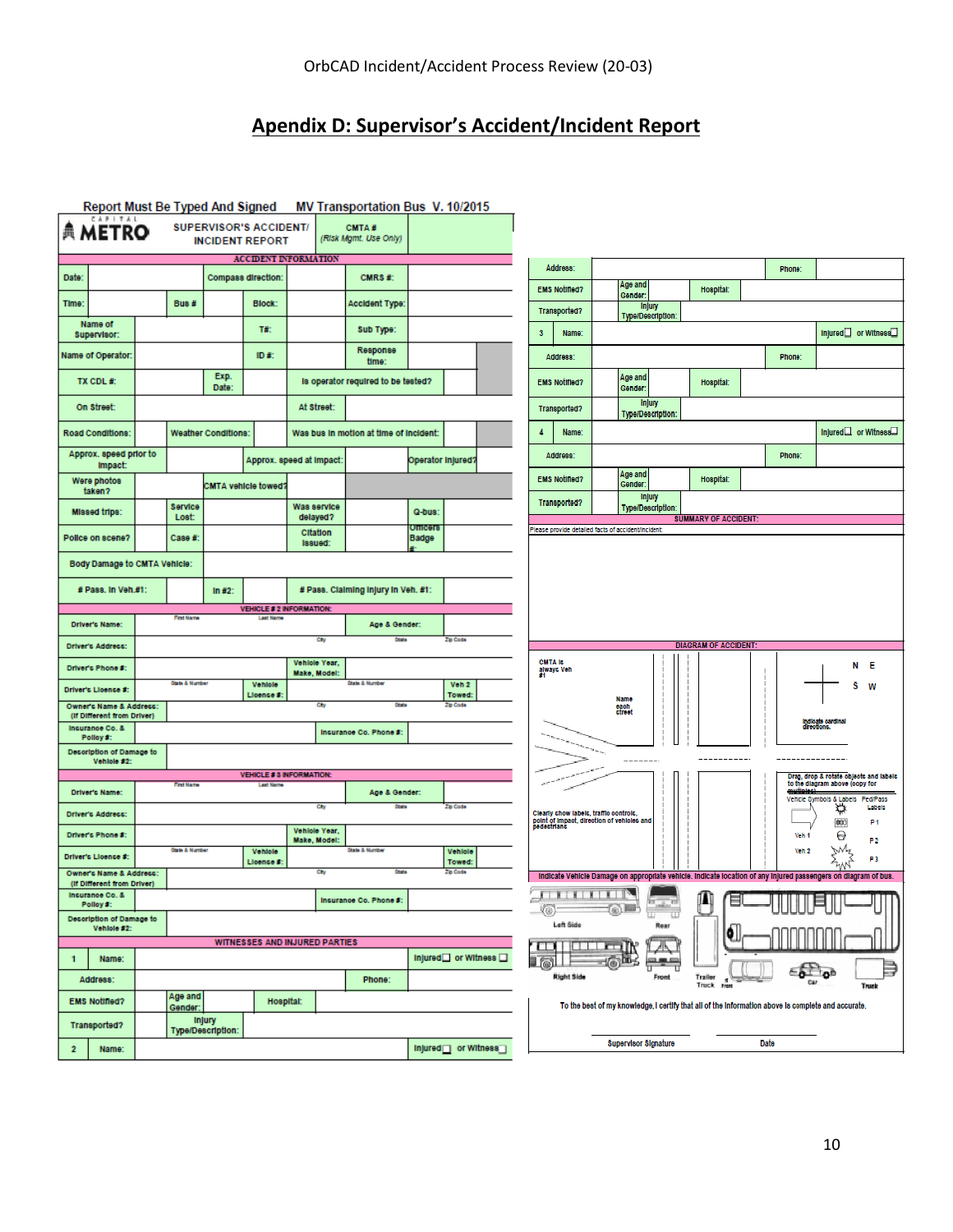## Apendix D: Supervisor's Accident/Incident Report

Report Must Be Typed And Signed    MV Transportation Bus  V. 10/2015

| CAPITAL METRO | SUPERVISOR'S ACCIDENT/ INCIDENT REPORT | CMTA # (Risk Mgmt. Use Only) | |
|---|---|---|---|

**ACCIDENT INFORMATION**

| | | | | | | | |
|---|---|---|---|---|---|---|---|
| Date: | | Compass direction: | | CMRS #: | | | |
| Time: | | Bus # | | Block: | | Accident Type: | |
| Name of Supervisor: | | | T#: | | Sub Type: | | |
| Name of Operator: | | | ID #: | | Response time: | | |
| TX CDL #: | | Exp. Date: | | Is operator required to be tested? | | | |
| On Street: | | | | At Street: | | | |
| Road Conditions: | | Weather Conditions: | | Was bus in motion at time of incident: | | | |
| Approx. speed prior to impact: | | | Approx. speed at impact: | | Operator injured? | | |
| Were photos taken? | | CMTA vehicle towed? | | | | | |
| Missed trips: | | Service Lost: | | Was service delayed? | | Q-bus: | |
| Police on scene? | | Case #: | | Citation issued: | | Officers Badge #: | |
| Body Damage to CMTA Vehicle: | | | | | | | |
| # Pass. in Veh.#1: | | In #2: | | # Pass. Claiming Injury in Veh. #1: | | | |

**VEHICLE # 2 INFORMATION:**

| | | | | | |
|---|---|---|---|---|---|
| Driver's Name: | First Name / Last Name | | Age & Gender: | | |
| Driver's Address: | City | | State | Zip Code | |
| Driver's Phone #: | | Vehicle Year, Make, Model: | | | |
| Driver's License #: | State & Number | Vehicle License #: | State & Number | Veh 2 Towed: | |
| Owner's Name & Address: (If Different from Driver) | City | | State | Zip Code | |
| Insurance Co. & Policy #: | | Insurance Co. Phone #: | | | |
| Description of Damage to Vehicle #2: | | | | | |

**VEHICLE # 3 INFORMATION:**

| | | | | | |
|---|---|---|---|---|---|
| Driver's Name: | First Name / Last Name | | Age & Gender: | | |
| Driver's Address: | City | | State | Zip Code | |
| Driver's Phone #: | | Vehicle Year, Make, Model: | | | |
| Driver's License #: | State & Number | Vehicle License #: | State & Number | Vehicle Towed: | |
| Owner's Name & Address: (If Different from Driver) | City | | State | Zip Code | |
| Insurance Co. & Policy #: | | Insurance Co. Phone #: | | | |
| Description of Damage to Vehicle #2: | | | | | |

**WITNESSES AND INJURED PARTIES**

| | | | | | |
|---|---|---|---|---|---|
| 1 | Name: | | | | Injured ☐ or Witness ☐ |
| Address: | | | Phone: | | |
| EMS Notified? | | Age and Gender: | | Hospital: | |
| Transported? | | Injury Type/Description: | | | |
| 2 | Name: | | | | Injured ☐ or Witness ☐ |
| Address: | | | Phone: | | |
| EMS Notified? | | Age and Gender: | | Hospital: | |
| Transported? | | Injury Type/Description: | | | |
| 3 | Name: | | | | Injured ☐ or Witness ☐ |
| Address: | | | Phone: | | |
| EMS Notified? | | Age and Gender: | | Hospital: | |
| Transported? | | Injury Type/Description: | | | |
| 4 | Name: | | | | Injured ☐ or Witness ☐ |
| Address: | | | Phone: | | |
| EMS Notified? | | Age and Gender: | | Hospital: | |
| Transported? | | Injury Type/Description: | | | |

**SUMMARY OF ACCIDENT:**

Please provide detailed facts of accident/incident:

**DIAGRAM OF ACCIDENT:**

CMTA is always Veh #1

Name each street

Indicate cardinal directions.

N E S W

Clearly show labels, traffic controls, point of impact, direction of vehicles and pedestrians

Drag, drop & rotate objects and labels to the diagram above (copy for multiples)

Vehicle Symbols & Labels — Ped/Pass Labels: Veh 1, Veh 2, P 1, P 2, P 3

Indicate Vehicle Damage on appropriate vehicle. Indicate location of any injured passengers on diagram of bus.

Left Side — Rear — Right Side — Front — Trailer Truck — Car — Truck

To the best of my knowledge, I certify that all of the information above is complete and accurate.

Supervisor Signature ____________  Date ____________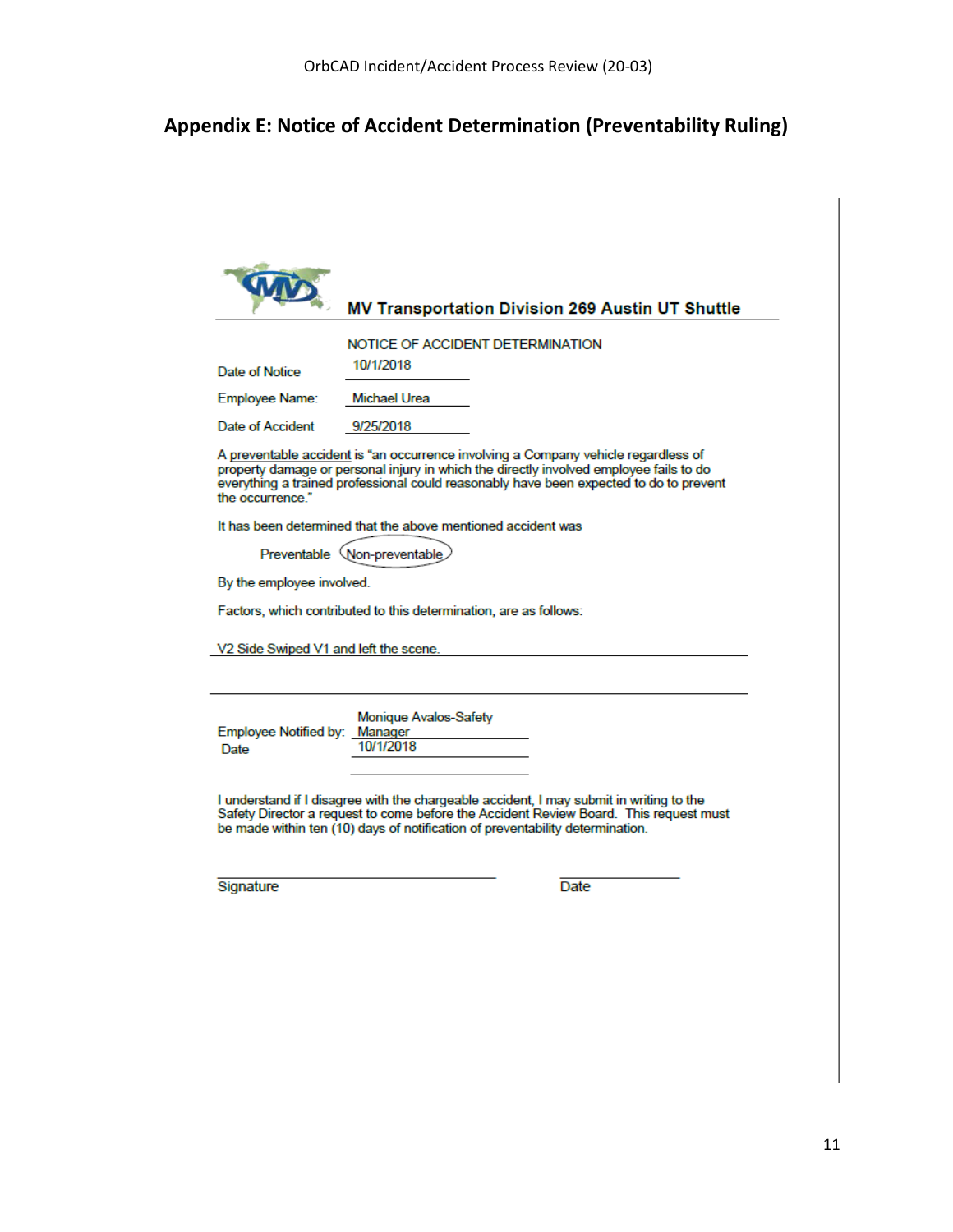## Appendix E: Notice of Accident Determination (Preventability Ruling)

**MV Transportation Division 269 Austin UT Shuttle**

NOTICE OF ACCIDENT DETERMINATION

Date of Notice: 10/1/2018

Employee Name: Michael Urea

Date of Accident: 9/25/2018

A preventable accident is "an occurrence involving a Company vehicle regardless of property damage or personal injury in which the directly involved employee fails to do everything a trained professional could reasonably have been expected to do to prevent the occurrence."

It has been determined that the above mentioned accident was

Preventable (Non-preventable)

By the employee involved.

Factors, which contributed to this determination, are as follows:

V2 Side Swiped V1 and left the scene.

Employee Notified by: Monique Avalos-Safety Manager

Date: 10/1/2018

I understand if I disagree with the chargeable accident, I may submit in writing to the Safety Director a request to come before the Accident Review Board. This request must be made within ten (10) days of notification of preventability determination.

Signature ______________________ Date ____________